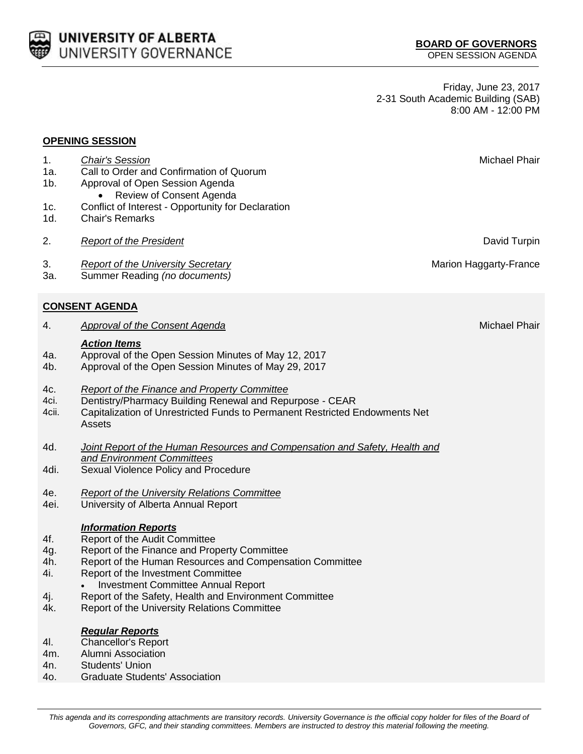**UNIVERSITY OF ALBERTA**
UNIVERSITY GOVERNANCE

**BOARD OF GOVERNORS**
OPEN SESSION AGENDA

Friday, June 23, 2017
2-31 South Academic Building (SAB)
8:00 AM - 12:00 PM

## OPENING SESSION

| | | |
|---|---|---|
| 1. | *Chair's Session* | Michael Phair |
| 1a. | Call to Order and Confirmation of Quorum | |
| 1b. | Approval of Open Session Agenda<br>• Review of Consent Agenda | |
| 1c. | Conflict of Interest - Opportunity for Declaration | |
| 1d. | Chair's Remarks | |
| 2. | *Report of the President* | David Turpin |
| 3. | *Report of the University Secretary* | Marion Haggarty-France |
| 3a. | Summer Reading *(no documents)* | |

## CONSENT AGENDA

| | | |
|---|---|---|
| 4. | *Approval of the Consent Agenda* | Michael Phair |
| | ***Action Items*** | |
| 4a. | Approval of the Open Session Minutes of May 12, 2017 | |
| 4b. | Approval of the Open Session Minutes of May 29, 2017 | |
| 4c. | *Report of the Finance and Property Committee* | |
| 4ci. | Dentistry/Pharmacy Building Renewal and Repurpose - CEAR | |
| 4cii. | Capitalization of Unrestricted Funds to Permanent Restricted Endowments Net Assets | |
| 4d. | *Joint Report of the Human Resources and Compensation and Safety, Health and and Environment Committees* | |
| 4di. | Sexual Violence Policy and Procedure | |
| 4e. | *Report of the University Relations Committee* | |
| 4ei. | University of Alberta Annual Report | |
| | ***Information Reports*** | |
| 4f. | Report of the Audit Committee | |
| 4g. | Report of the Finance and Property Committee | |
| 4h. | Report of the Human Resources and Compensation Committee | |
| 4i. | Report of the Investment Committee<br>• Investment Committee Annual Report | |
| 4j. | Report of the Safety, Health and Environment Committee | |
| 4k. | Report of the University Relations Committee | |
| | ***Regular Reports*** | |
| 4l. | Chancellor's Report | |
| 4m. | Alumni Association | |
| 4n. | Students' Union | |
| 4o. | Graduate Students' Association | |

*This agenda and its corresponding attachments are transitory records. University Governance is the official copy holder for files of the Board of Governors, GFC, and their standing committees. Members are instructed to destroy this material following the meeting.*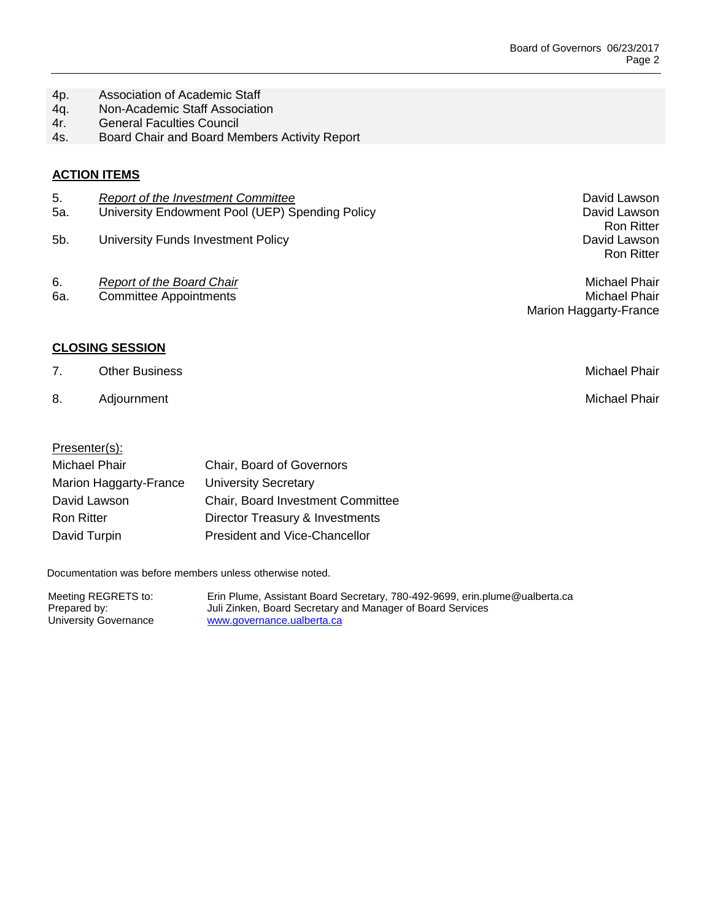4p. Association of Academic Staff
4q. Non-Academic Staff Association
4r. General Faculties Council
4s. Board Chair and Board Members Activity Report

**ACTION ITEMS**

| | | |
|---|---|---|
| 5. | *Report of the Investment Committee* | David Lawson |
| 5a. | University Endowment Pool (UEP) Spending Policy | David Lawson<br>Ron Ritter |
| 5b. | University Funds Investment Policy | David Lawson<br>Ron Ritter |
| 6. | *Report of the Board Chair* | Michael Phair |
| 6a. | Committee Appointments | Michael Phair<br>Marion Haggarty-France |

**CLOSING SESSION**

| | | |
|---|---|---|
| 7. | Other Business | Michael Phair |
| 8. | Adjournment | Michael Phair |

Presenter(s):

| | |
|---|---|
| Michael Phair | Chair, Board of Governors |
| Marion Haggarty-France | University Secretary |
| David Lawson | Chair, Board Investment Committee |
| Ron Ritter | Director Treasury & Investments |
| David Turpin | President and Vice-Chancellor |

Documentation was before members unless otherwise noted.

| | |
|---|---|
| Meeting REGRETS to: | Erin Plume, Assistant Board Secretary, 780-492-9699, erin.plume@ualberta.ca |
| Prepared by: | Juli Zinken, Board Secretary and Manager of Board Services |
| University Governance | www.governance.ualberta.ca |